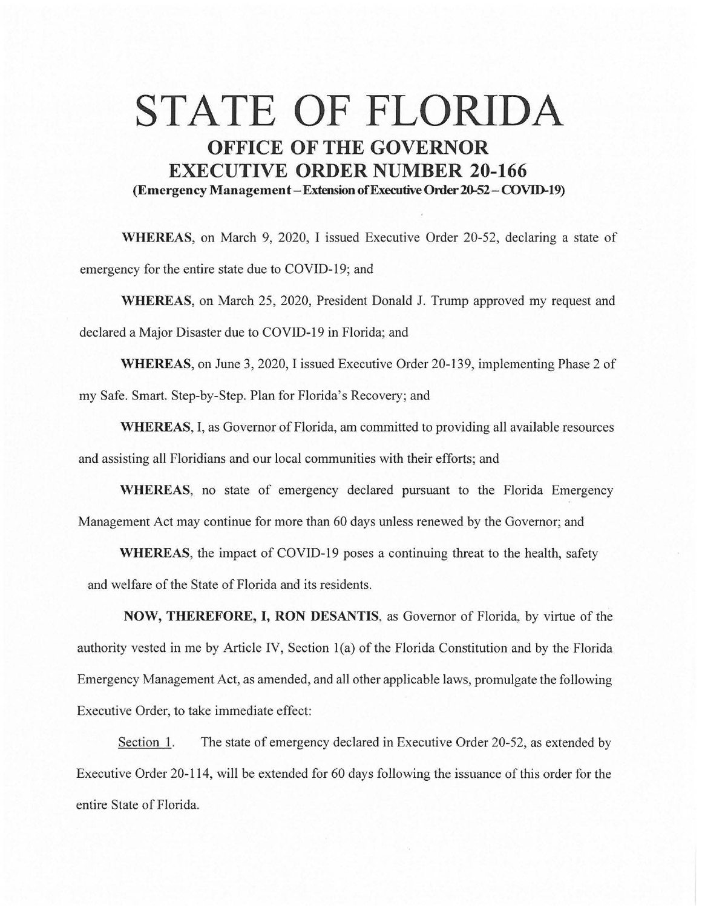# STATE OF FLORIDA

## OFFICE OF THE GOVERNOR

## EXECUTIVE ORDER NUMBER 20-166

**(Emergency Management – Extension of Executive Order 20-52 – COVID-19)**

**WHEREAS**, on March 9, 2020, I issued Executive Order 20-52, declaring a state of emergency for the entire state due to COVID-19; and

**WHEREAS**, on March 25, 2020, President Donald J. Trump approved my request and declared a Major Disaster due to COVID-19 in Florida; and

**WHEREAS**, on June 3, 2020, I issued Executive Order 20-139, implementing Phase 2 of my Safe. Smart. Step-by-Step. Plan for Florida's Recovery; and

**WHEREAS**, I, as Governor of Florida, am committed to providing all available resources and assisting all Floridians and our local communities with their efforts; and

**WHEREAS**, no state of emergency declared pursuant to the Florida Emergency Management Act may continue for more than 60 days unless renewed by the Governor; and

**WHEREAS**, the impact of COVID-19 poses a continuing threat to the health, safety and welfare of the State of Florida and its residents.

**NOW, THEREFORE, I, RON DESANTIS**, as Governor of Florida, by virtue of the authority vested in me by Article IV, Section 1(a) of the Florida Constitution and by the Florida Emergency Management Act, as amended, and all other applicable laws, promulgate the following Executive Order, to take immediate effect:

Section 1. The state of emergency declared in Executive Order 20-52, as extended by Executive Order 20-114, will be extended for 60 days following the issuance of this order for the entire State of Florida.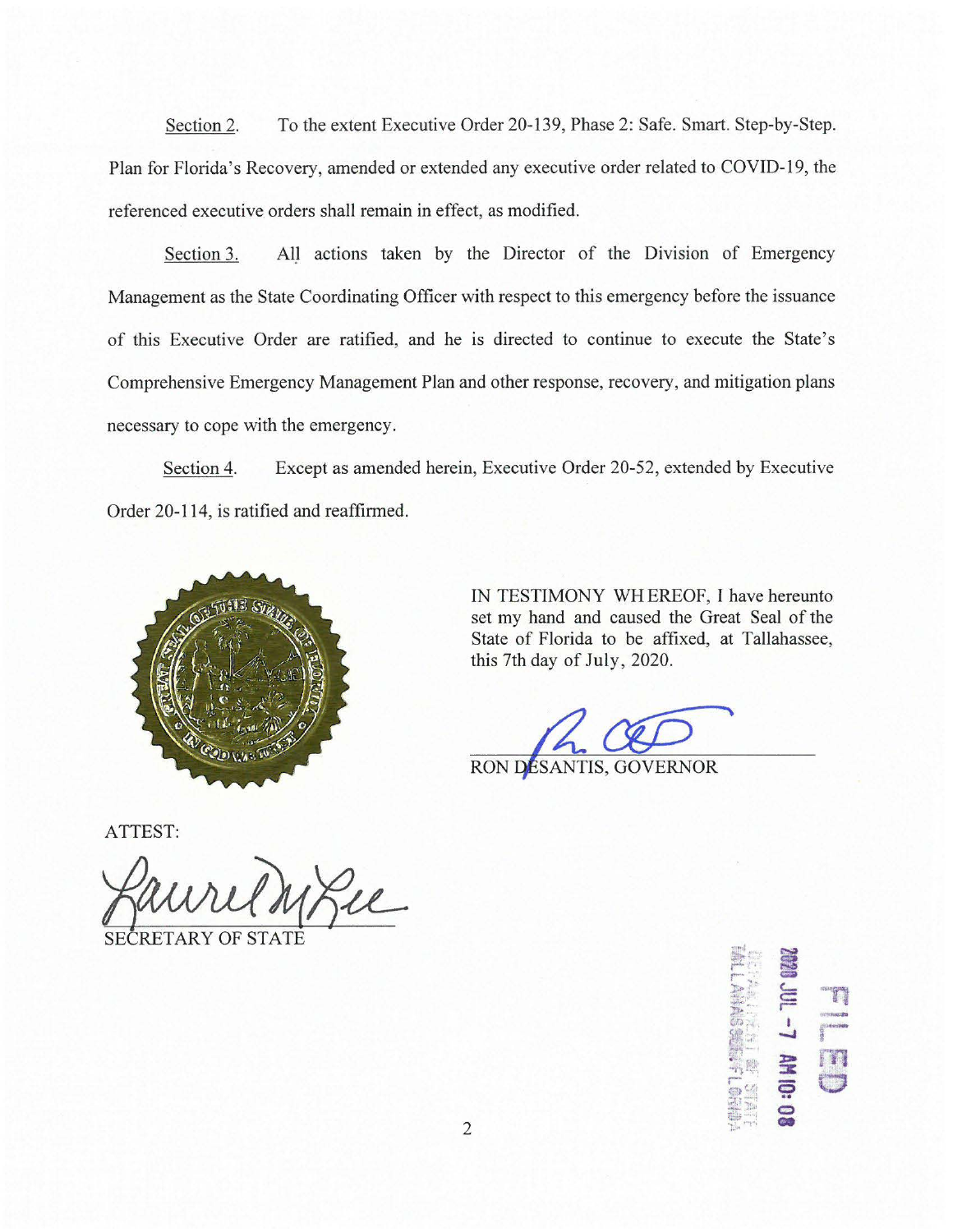Section 2. To the extent Executive Order 20-139, Phase 2: Safe. Smart. Step-by-Step. Plan for Florida's Recovery, amended or extended any executive order related to COVID-19, the referenced executive orders shall remain in effect, as modified.

Section 3. All actions taken by the Director of the Division of Emergency Management as the State Coordinating Officer with respect to this emergency before the issuance of this Executive Order are ratified, and he is directed to continue to execute the State's Comprehensive Emergency Management Plan and other response, recovery, and mitigation plans necessary to cope with the emergency.

Section 4. Except as amended herein, Executive Order 20-52, extended by Executive Order 20-114, is ratified and reaffirmed.

IN TESTIMONY WHEREOF, I have hereunto set my hand and caused the Great Seal of the State of Florida to be affixed, at Tallahassee, this 7th day of July, 2020.

RON DESANTIS, GOVERNOR

ATTEST:

SECRETARY OF STATE

FILED

2020 JUL -7 AM 10:08

DEPARTMENT OF STATE
TALLAHASSEE, FLORIDA